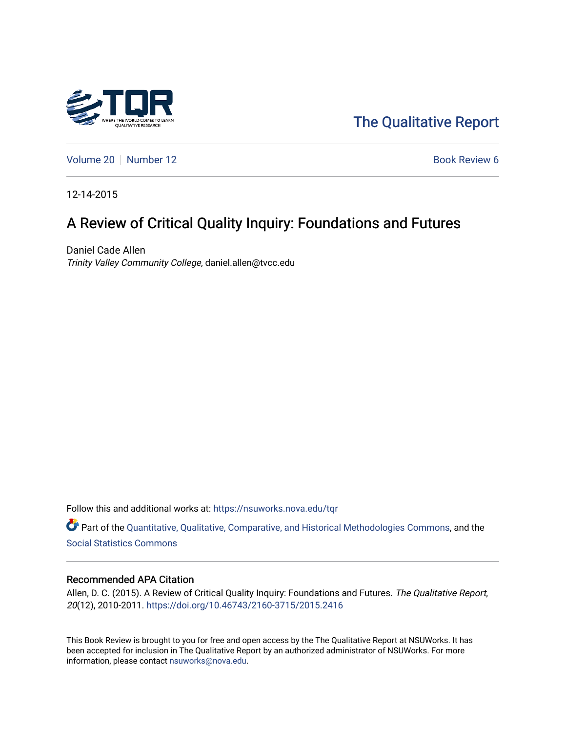The Qualitative Report

Volume 20 | Number 12 | Book Review 6

12-14-2015

# A Review of Critical Quality Inquiry: Foundations and Futures

Daniel Cade Allen
*Trinity Valley Community College*, daniel.allen@tvcc.edu

Follow this and additional works at: https://nsuworks.nova.edu/tqr

Part of the Quantitative, Qualitative, Comparative, and Historical Methodologies Commons, and the Social Statistics Commons

## Recommended APA Citation

Allen, D. C. (2015). A Review of Critical Quality Inquiry: Foundations and Futures. *The Qualitative Report*, *20*(12), 2010-2011. https://doi.org/10.46743/2160-3715/2015.2416

This Book Review is brought to you for free and open access by the The Qualitative Report at NSUWorks. It has been accepted for inclusion in The Qualitative Report by an authorized administrator of NSUWorks. For more information, please contact nsuworks@nova.edu.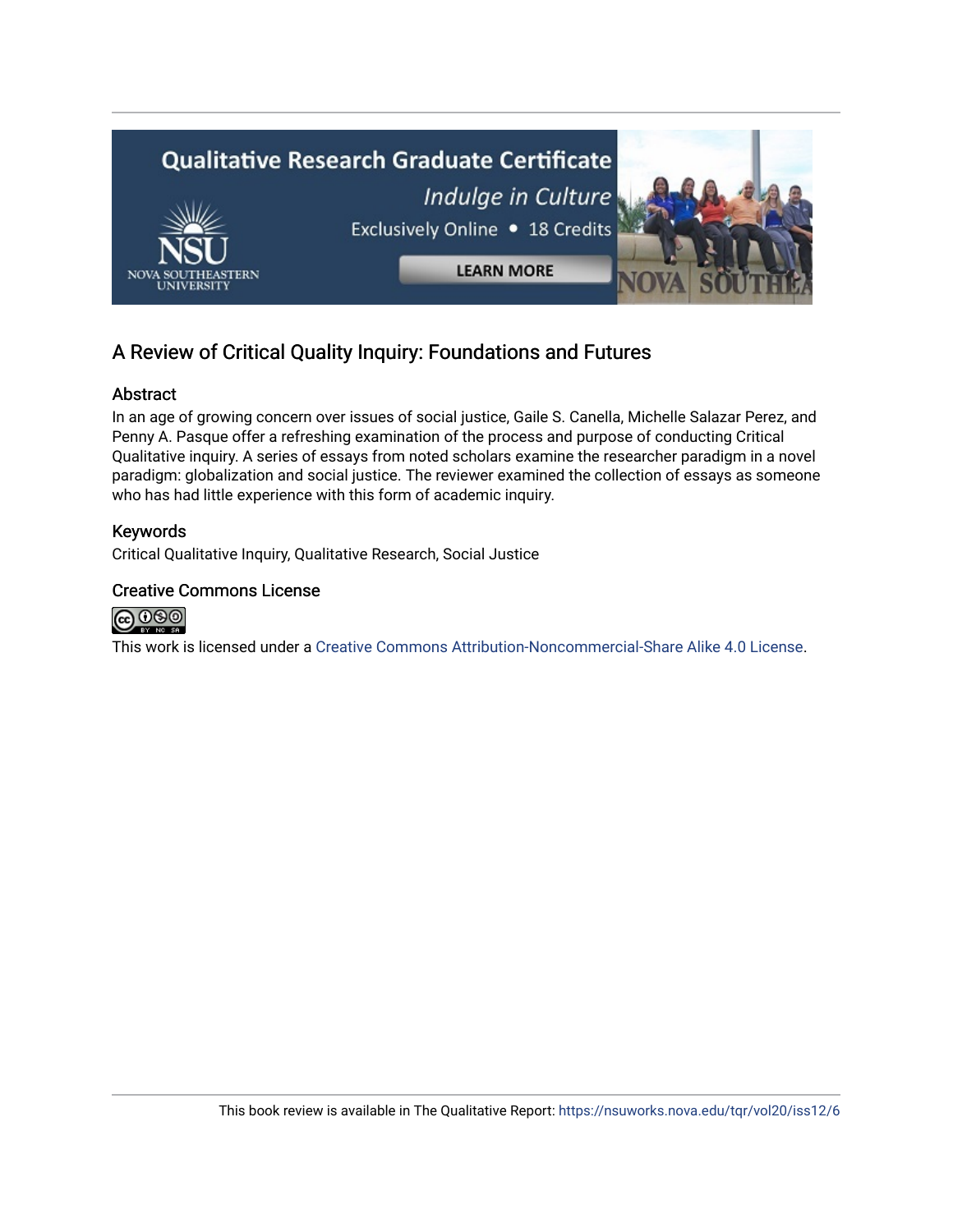## A Review of Critical Quality Inquiry: Foundations and Futures

### Abstract

In an age of growing concern over issues of social justice, Gaile S. Canella, Michelle Salazar Perez, and Penny A. Pasque offer a refreshing examination of the process and purpose of conducting Critical Qualitative inquiry. A series of essays from noted scholars examine the researcher paradigm in a novel paradigm: globalization and social justice. The reviewer examined the collection of essays as someone who has had little experience with this form of academic inquiry.

### Keywords

Critical Qualitative Inquiry, Qualitative Research, Social Justice

### Creative Commons License

This work is licensed under a Creative Commons Attribution-Noncommercial-Share Alike 4.0 License.

This book review is available in The Qualitative Report: https://nsuworks.nova.edu/tqr/vol20/iss12/6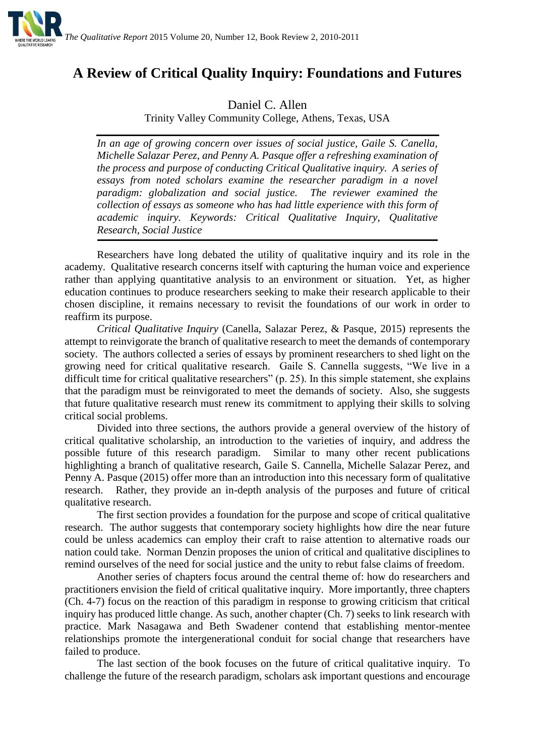# A Review of Critical Quality Inquiry: Foundations and Futures

Daniel C. Allen

Trinity Valley Community College, Athens, Texas, USA

*In an age of growing concern over issues of social justice, Gaile S. Canella, Michelle Salazar Perez, and Penny A. Pasque offer a refreshing examination of the process and purpose of conducting Critical Qualitative inquiry. A series of essays from noted scholars examine the researcher paradigm in a novel paradigm: globalization and social justice. The reviewer examined the collection of essays as someone who has had little experience with this form of academic inquiry. Keywords: Critical Qualitative Inquiry, Qualitative Research, Social Justice*

Researchers have long debated the utility of qualitative inquiry and its role in the academy. Qualitative research concerns itself with capturing the human voice and experience rather than applying quantitative analysis to an environment or situation. Yet, as higher education continues to produce researchers seeking to make their research applicable to their chosen discipline, it remains necessary to revisit the foundations of our work in order to reaffirm its purpose.

*Critical Qualitative Inquiry* (Canella, Salazar Perez, & Pasque, 2015) represents the attempt to reinvigorate the branch of qualitative research to meet the demands of contemporary society. The authors collected a series of essays by prominent researchers to shed light on the growing need for critical qualitative research. Gaile S. Cannella suggests, "We live in a difficult time for critical qualitative researchers" (p. 25). In this simple statement, she explains that the paradigm must be reinvigorated to meet the demands of society. Also, she suggests that future qualitative research must renew its commitment to applying their skills to solving critical social problems.

Divided into three sections, the authors provide a general overview of the history of critical qualitative scholarship, an introduction to the varieties of inquiry, and address the possible future of this research paradigm. Similar to many other recent publications highlighting a branch of qualitative research, Gaile S. Cannella, Michelle Salazar Perez, and Penny A. Pasque (2015) offer more than an introduction into this necessary form of qualitative research. Rather, they provide an in-depth analysis of the purposes and future of critical qualitative research.

The first section provides a foundation for the purpose and scope of critical qualitative research. The author suggests that contemporary society highlights how dire the near future could be unless academics can employ their craft to raise attention to alternative roads our nation could take. Norman Denzin proposes the union of critical and qualitative disciplines to remind ourselves of the need for social justice and the unity to rebut false claims of freedom.

Another series of chapters focus around the central theme of: how do researchers and practitioners envision the field of critical qualitative inquiry. More importantly, three chapters (Ch. 4-7) focus on the reaction of this paradigm in response to growing criticism that critical inquiry has produced little change. As such, another chapter (Ch. 7) seeks to link research with practice. Mark Nasagawa and Beth Swadener contend that establishing mentor-mentee relationships promote the intergenerational conduit for social change that researchers have failed to produce.

The last section of the book focuses on the future of critical qualitative inquiry. To challenge the future of the research paradigm, scholars ask important questions and encourage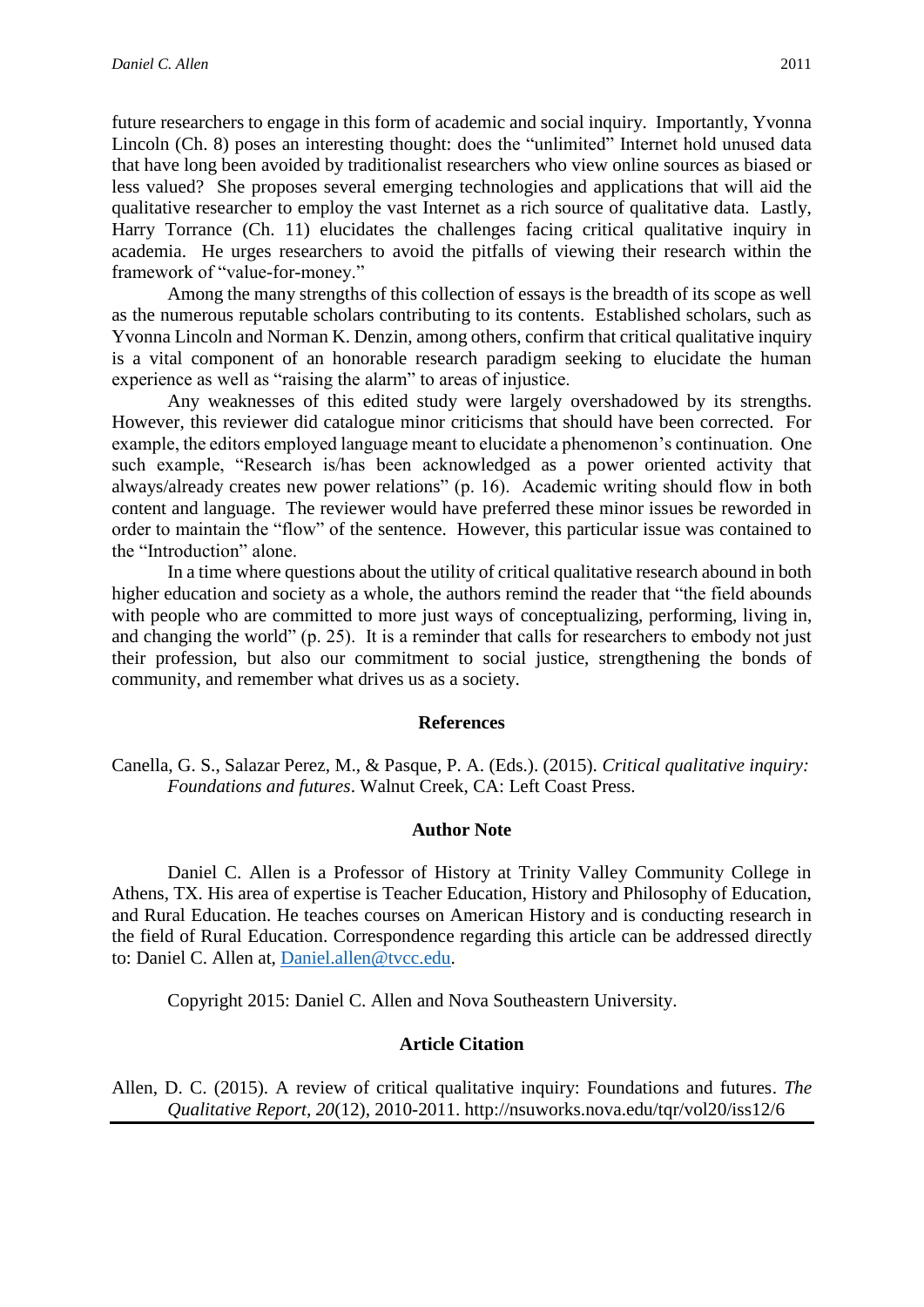future researchers to engage in this form of academic and social inquiry. Importantly, Yvonna Lincoln (Ch. 8) poses an interesting thought: does the "unlimited" Internet hold unused data that have long been avoided by traditionalist researchers who view online sources as biased or less valued? She proposes several emerging technologies and applications that will aid the qualitative researcher to employ the vast Internet as a rich source of qualitative data. Lastly, Harry Torrance (Ch. 11) elucidates the challenges facing critical qualitative inquiry in academia. He urges researchers to avoid the pitfalls of viewing their research within the framework of "value-for-money."

Among the many strengths of this collection of essays is the breadth of its scope as well as the numerous reputable scholars contributing to its contents. Established scholars, such as Yvonna Lincoln and Norman K. Denzin, among others, confirm that critical qualitative inquiry is a vital component of an honorable research paradigm seeking to elucidate the human experience as well as "raising the alarm" to areas of injustice.

Any weaknesses of this edited study were largely overshadowed by its strengths. However, this reviewer did catalogue minor criticisms that should have been corrected. For example, the editors employed language meant to elucidate a phenomenon's continuation. One such example, "Research is/has been acknowledged as a power oriented activity that always/already creates new power relations" (p. 16). Academic writing should flow in both content and language. The reviewer would have preferred these minor issues be reworded in order to maintain the "flow" of the sentence. However, this particular issue was contained to the "Introduction" alone.

In a time where questions about the utility of critical qualitative research abound in both higher education and society as a whole, the authors remind the reader that "the field abounds with people who are committed to more just ways of conceptualizing, performing, living in, and changing the world" (p. 25). It is a reminder that calls for researchers to embody not just their profession, but also our commitment to social justice, strengthening the bonds of community, and remember what drives us as a society.

## References

Canella, G. S., Salazar Perez, M., & Pasque, P. A. (Eds.). (2015). *Critical qualitative inquiry: Foundations and futures*. Walnut Creek, CA: Left Coast Press.

## Author Note

Daniel C. Allen is a Professor of History at Trinity Valley Community College in Athens, TX. His area of expertise is Teacher Education, History and Philosophy of Education, and Rural Education. He teaches courses on American History and is conducting research in the field of Rural Education. Correspondence regarding this article can be addressed directly to: Daniel C. Allen at, Daniel.allen@tvcc.edu.

Copyright 2015: Daniel C. Allen and Nova Southeastern University.

## Article Citation

Allen, D. C. (2015). A review of critical qualitative inquiry: Foundations and futures. *The Qualitative Report, 20*(12), 2010-2011. http://nsuworks.nova.edu/tqr/vol20/iss12/6